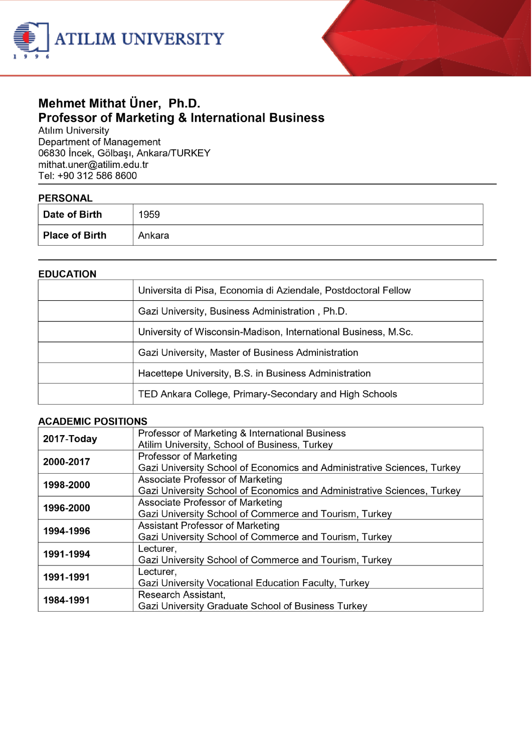# Mehmet Mithat Üner, Ph.D.
## Professor of Marketing & International Business

Atılım University
Department of Management
06830 İncek, Gölbaşı, Ankara/TURKEY
mithat.uner@atilim.edu.tr
Tel: +90 312 586 8600

---

### PERSONAL

| | |
|---|---|
| **Date of Birth** | 1959 |
| **Place of Birth** | Ankara |

---

### EDUCATION

| | |
|---|---|
| | Universita di Pisa, Economia di Aziendale, Postdoctoral Fellow |
| | Gazi University, Business Administration , Ph.D. |
| | University of Wisconsin-Madison, International Business, M.Sc. |
| | Gazi University, Master of Business Administration |
| | Hacettepe University, B.S. in Business Administration |
| | TED Ankara College, Primary-Secondary and High Schools |

### ACADEMIC POSITIONS

| | |
|---|---|
| **2017-Today** | Professor of Marketing & International Business<br>Atilim University, School of Business, Turkey |
| **2000-2017** | Professor of Marketing<br>Gazi University School of Economics and Administrative Sciences, Turkey |
| **1998-2000** | Associate Professor of Marketing<br>Gazi University School of Economics and Administrative Sciences, Turkey |
| **1996-2000** | Associate Professor of Marketing<br>Gazi University School of Commerce and Tourism, Turkey |
| **1994-1996** | Assistant Professor of Marketing<br>Gazi University School of Commerce and Tourism, Turkey |
| **1991-1994** | Lecturer,<br>Gazi University School of Commerce and Tourism, Turkey |
| **1991-1991** | Lecturer,<br>Gazi University Vocational Education Faculty, Turkey |
| **1984-1991** | Research Assistant,<br>Gazi University Graduate School of Business Turkey |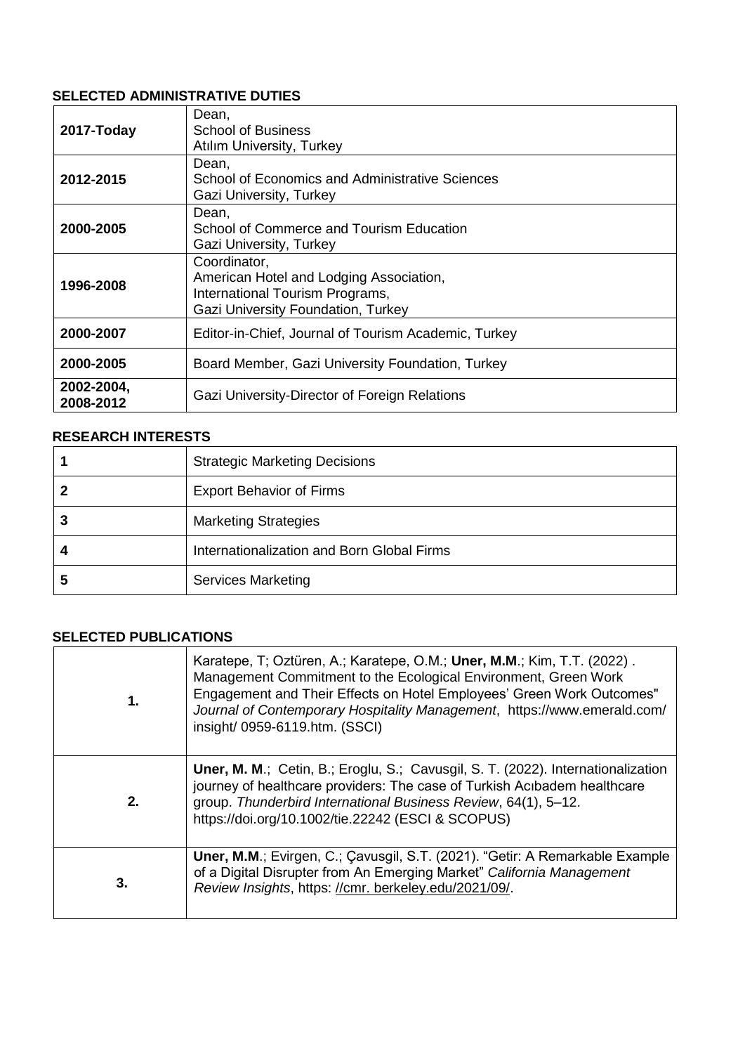## SELECTED ADMINISTRATIVE DUTIES

| | |
|---|---|
| **2017-Today** | Dean, School of Business Atılım University, Turkey |
| **2012-2015** | Dean, School of Economics and Administrative Sciences Gazi University, Turkey |
| **2000-2005** | Dean, School of Commerce and Tourism Education Gazi University, Turkey |
| **1996-2008** | Coordinator, American Hotel and Lodging Association, International Tourism Programs, Gazi University Foundation, Turkey |
| **2000-2007** | Editor-in-Chief, Journal of Tourism Academic, Turkey |
| **2000-2005** | Board Member, Gazi University Foundation, Turkey |
| **2002-2004, 2008-2012** | Gazi University-Director of Foreign Relations |

## RESEARCH INTERESTS

| | |
|---|---|
| **1** | Strategic Marketing Decisions |
| **2** | Export Behavior of Firms |
| **3** | Marketing Strategies |
| **4** | Internationalization and Born Global Firms |
| **5** | Services Marketing |

## SELECTED PUBLICATIONS

| | |
|---|---|
| **1.** | Karatepe, T; Oztüren, A.; Karatepe, O.M.; **Uner, M.M**.; Kim, T.T. (2022) . Management Commitment to the Ecological Environment, Green Work Engagement and Their Effects on Hotel Employees' Green Work Outcomes" *Journal of Contemporary Hospitality Management*, https://www.emerald.com/ insight/ 0959-6119.htm. (SSCI) |
| **2.** | **Uner, M. M**.; Cetin, B.; Eroglu, S.; Cavusgil, S. T. (2022). Internationalization journey of healthcare providers: The case of Turkish Acıbadem healthcare group. *Thunderbird International Business Review*, 64(1), 5–12. https://doi.org/10.1002/tie.22242 (ESCI & SCOPUS) |
| **3.** | **Uner, M.M**.; Evirgen, C.; Çavusgil, S.T. (2021). "Getir: A Remarkable Example of a Digital Disrupter from An Emerging Market" *California Management Review Insights*, https: //cmr. berkeley.edu/2021/09/. |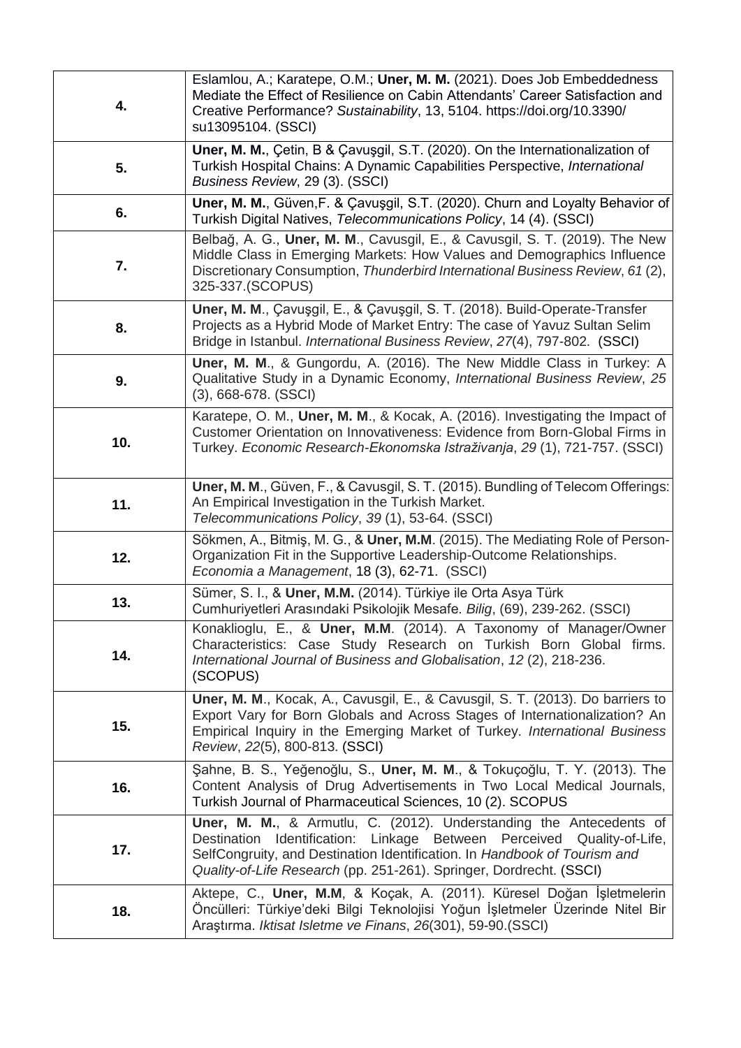| | |
|---|---|
| **4.** | Eslamlou, A.; Karatepe, O.M.; **Uner, M. M.** (2021). Does Job Embeddedness Mediate the Effect of Resilience on Cabin Attendants' Career Satisfaction and Creative Performance? *Sustainability*, 13, 5104. https://doi.org/10.3390/su13095104. (SSCI) |
| **5.** | **Uner, M. M.**, Çetin, B & Çavuşgil, S.T. (2020). On the Internationalization of Turkish Hospital Chains: A Dynamic Capabilities Perspective, *International Business Review*, 29 (3). (SSCI) |
| **6.** | **Uner, M. M.**, Güven,F. & Çavuşgil, S.T. (2020). Churn and Loyalty Behavior of Turkish Digital Natives, *Telecommunications Policy*, 14 (4). (SSCI) |
| **7.** | Belbağ, A. G., **Uner, M. M**., Cavusgil, E., & Cavusgil, S. T. (2019). The New Middle Class in Emerging Markets: How Values and Demographics Influence Discretionary Consumption, *Thunderbird International Business Review*, *61* (2), 325-337.(SCOPUS) |
| **8.** | **Uner, M. M**., Çavuşgil, E., & Çavuşgil, S. T. (2018). Build-Operate-Transfer Projects as a Hybrid Mode of Market Entry: The case of Yavuz Sultan Selim Bridge in Istanbul. *International Business Review*, *27*(4), 797-802. (SSCI) |
| **9.** | **Uner, M. M**., & Gungordu, A. (2016). The New Middle Class in Turkey: A Qualitative Study in a Dynamic Economy, *International Business Review*, *25* (3), 668-678. (SSCI) |
| **10.** | Karatepe, O. M., **Uner, M. M**., & Kocak, A. (2016). Investigating the Impact of Customer Orientation on Innovativeness: Evidence from Born-Global Firms in Turkey. *Economic Research-Ekonomska Istraživanja*, *29* (1), 721-757. (SSCI) |
| **11.** | **Uner, M. M**., Güven, F., & Cavusgil, S. T. (2015). Bundling of Telecom Offerings: An Empirical Investigation in the Turkish Market. *Telecommunications Policy*, *39* (1), 53-64. (SSCI) |
| **12.** | Sökmen, A., Bitmiş, M. G., & **Uner, M.M**. (2015). The Mediating Role of Person-Organization Fit in the Supportive Leadership-Outcome Relationships. *Economia a Management*, 18 (3), 62-71. (SSCI) |
| **13.** | Sümer, S. I., & **Uner, M.M.** (2014). Türkiye ile Orta Asya Türk Cumhuriyetleri Arasındaki Psikolojik Mesafe. *Bilig*, (69), 239-262. (SSCI) |
| **14.** | Konaklioglu, E., & **Uner, M.M**. (2014). A Taxonomy of Manager/Owner Characteristics: Case Study Research on Turkish Born Global firms. *International Journal of Business and Globalisation*, *12* (2), 218-236. (SCOPUS) |
| **15.** | **Uner, M. M**., Kocak, A., Cavusgil, E., & Cavusgil, S. T. (2013). Do barriers to Export Vary for Born Globals and Across Stages of Internationalization? An Empirical Inquiry in the Emerging Market of Turkey. *International Business Review*, *22*(5), 800-813. (SSCI) |
| **16.** | Şahne, B. S., Yeğenoğlu, S., **Uner, M. M**., & Tokuçoğlu, T. Y. (2013). The Content Analysis of Drug Advertisements in Two Local Medical Journals, Turkish Journal of Pharmaceutical Sciences, 10 (2). SCOPUS |
| **17.** | **Uner, M. M.**, & Armutlu, C. (2012). Understanding the Antecedents of Destination Identification: Linkage Between Perceived Quality-of-Life, SelfCongruity, and Destination Identification. In *Handbook of Tourism and Quality-of-Life Research* (pp. 251-261). Springer, Dordrecht. (SSCI) |
| **18.** | Aktepe, C., **Uner, M.M**, & Koçak, A. (2011). Küresel Doğan İşletmelerin Öncülleri: Türkiye'deki Bilgi Teknolojisi Yoğun İşletmeler Üzerinde Nitel Bir Araştırma. *Iktisat Isletme ve Finans*, *26*(301), 59-90.(SSCI) |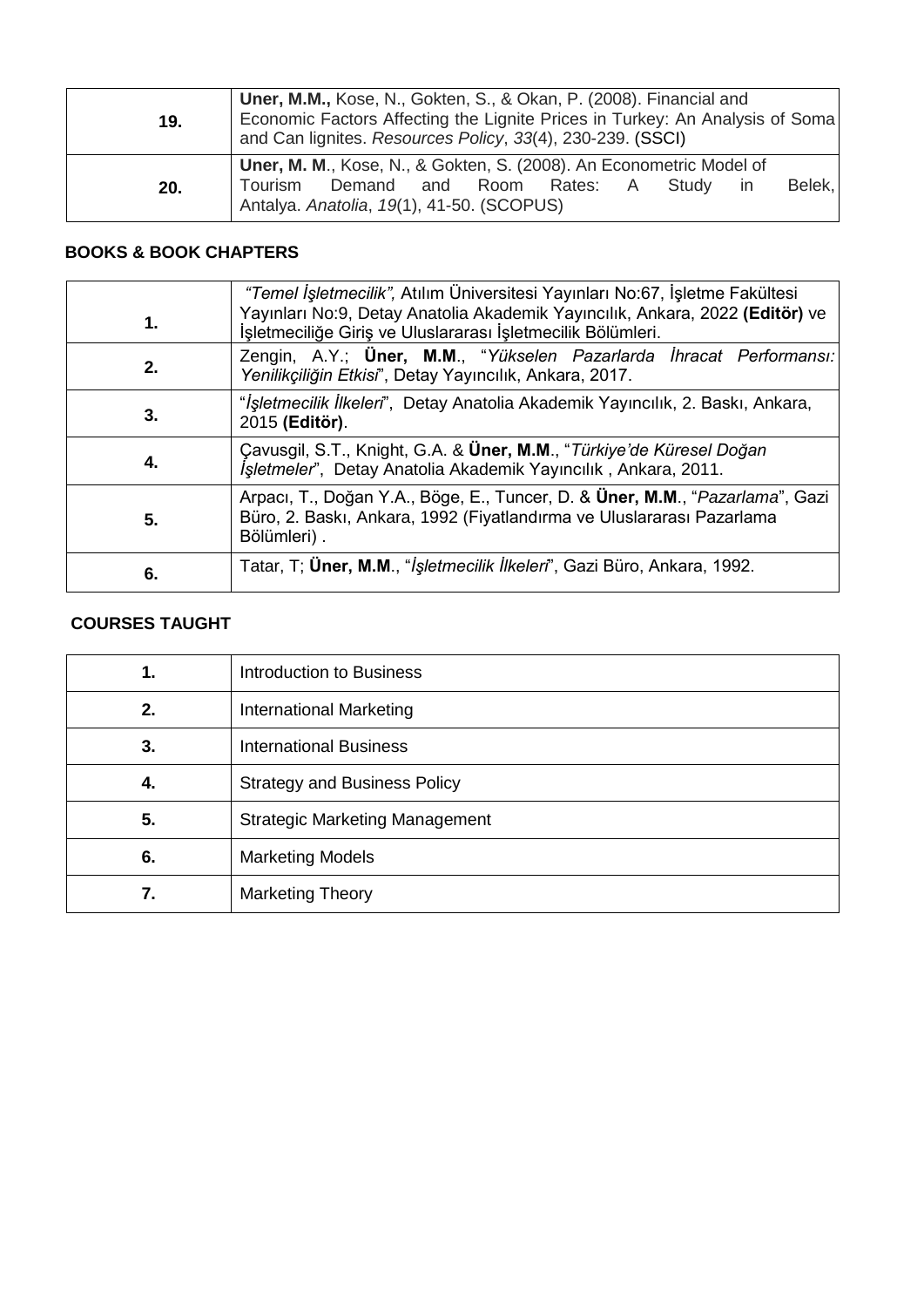| | |
|---|---|
| **19.** | **Uner, M.M.,** Kose, N., Gokten, S., & Okan, P. (2008). Financial and Economic Factors Affecting the Lignite Prices in Turkey: An Analysis of Soma and Can lignites. *Resources Policy*, *33*(4), 230-239. (SSCI) |
| **20.** | **Uner, M. M**., Kose, N., & Gokten, S. (2008). An Econometric Model of Tourism Demand and Room Rates: A Study in Belek, Antalya. *Anatolia*, *19*(1), 41-50. (SCOPUS) |

## BOOKS & BOOK CHAPTERS

| | |
|---|---|
| **1.** | *"Temel İşletmecilik",* Atılım Üniversitesi Yayınları No:67, İşletme Fakültesi Yayınları No:9, Detay Anatolia Akademik Yayıncılık, Ankara, 2022 **(Editör)** ve İşletmeciliğe Giriş ve Uluslararası İşletmecilik Bölümleri. |
| **2.** | Zengin, A.Y.; **Üner, M.M**., "*Yükselen Pazarlarda İhracat Performansı: Yenilikçiliğin Etkisi*", Detay Yayıncılık, Ankara, 2017. |
| **3.** | "*İşletmecilik İlkeleri*", Detay Anatolia Akademik Yayıncılık, 2. Baskı, Ankara, 2015 **(Editör)**. |
| **4.** | Çavusgil, S.T., Knight, G.A. & **Üner, M.M**., "*Türkiye'de Küresel Doğan İşletmeler*", Detay Anatolia Akademik Yayıncılık , Ankara, 2011. |
| **5.** | Arpacı, T., Doğan Y.A., Böge, E., Tuncer, D. & **Üner, M.M**., "*Pazarlama*", Gazi Büro, 2. Baskı, Ankara, 1992 (Fiyatlandırma ve Uluslararası Pazarlama Bölümleri) . |
| **6.** | Tatar, T; **Üner, M.M**., "*İşletmecilik İlkeleri*", Gazi Büro, Ankara, 1992. |

## COURSES TAUGHT

| | |
|---|---|
| **1.** | Introduction to Business |
| **2.** | International Marketing |
| **3.** | International Business |
| **4.** | Strategy and Business Policy |
| **5.** | Strategic Marketing Management |
| **6.** | Marketing Models |
| **7.** | Marketing Theory |